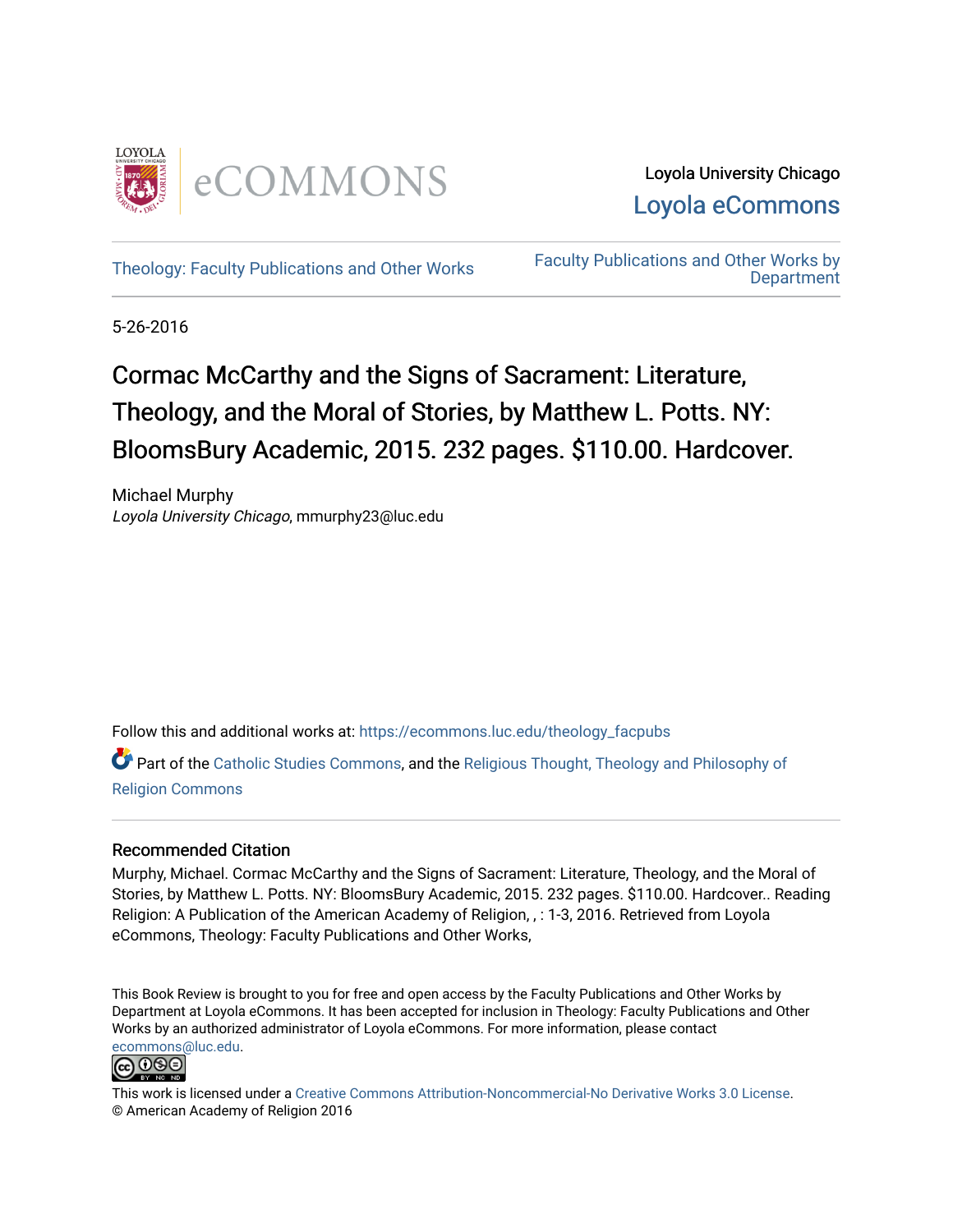Loyola University Chicago
Loyola eCommons

Theology: Faculty Publications and Other Works

Faculty Publications and Other Works by Department

5-26-2016

# Cormac McCarthy and the Signs of Sacrament: Literature, Theology, and the Moral of Stories, by Matthew L. Potts. NY: BloomsBury Academic, 2015. 232 pages. $110.00. Hardcover.

Michael Murphy
*Loyola University Chicago*, mmurphy23@luc.edu

Follow this and additional works at: https://ecommons.luc.edu/theology_facpubs

Part of the Catholic Studies Commons, and the Religious Thought, Theology and Philosophy of Religion Commons

## Recommended Citation

Murphy, Michael. Cormac McCarthy and the Signs of Sacrament: Literature, Theology, and the Moral of Stories, by Matthew L. Potts. NY: BloomsBury Academic, 2015. 232 pages. $110.00. Hardcover.. Reading Religion: A Publication of the American Academy of Religion, , : 1-3, 2016. Retrieved from Loyola eCommons, Theology: Faculty Publications and Other Works,

This Book Review is brought to you for free and open access by the Faculty Publications and Other Works by Department at Loyola eCommons. It has been accepted for inclusion in Theology: Faculty Publications and Other Works by an authorized administrator of Loyola eCommons. For more information, please contact ecommons@luc.edu.

This work is licensed under a Creative Commons Attribution-Noncommercial-No Derivative Works 3.0 License.
© American Academy of Religion 2016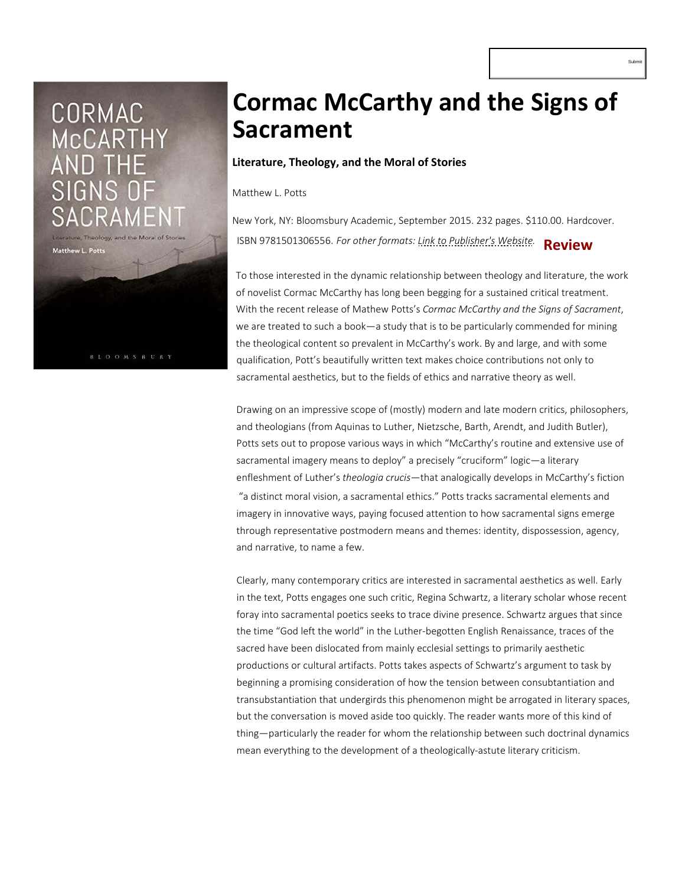# Cormac McCarthy and the Signs of Sacrament

**Literature, Theology, and the Moral of Stories**

Matthew L. Potts

New York, NY: Bloomsbury Academic, September 2015. 232 pages. $110.00. Hardcover. ISBN 9781501306556. *For other formats: Link to Publisher's Website.*

## Review

To those interested in the dynamic relationship between theology and literature, the work of novelist Cormac McCarthy has long been begging for a sustained critical treatment. With the recent release of Mathew Potts's *Cormac McCarthy and the Signs of Sacrament*, we are treated to such a book—a study that is to be particularly commended for mining the theological content so prevalent in McCarthy's work. By and large, and with some qualification, Pott's beautifully written text makes choice contributions not only to sacramental aesthetics, but to the fields of ethics and narrative theory as well.

Drawing on an impressive scope of (mostly) modern and late modern critics, philosophers, and theologians (from Aquinas to Luther, Nietzsche, Barth, Arendt, and Judith Butler), Potts sets out to propose various ways in which "McCarthy's routine and extensive use of sacramental imagery means to deploy" a precisely "cruciform" logic—a literary enfleshment of Luther's *theologia crucis*—that analogically develops in McCarthy's fiction "a distinct moral vision, a sacramental ethics." Potts tracks sacramental elements and imagery in innovative ways, paying focused attention to how sacramental signs emerge through representative postmodern means and themes: identity, dispossession, agency, and narrative, to name a few.

Clearly, many contemporary critics are interested in sacramental aesthetics as well. Early in the text, Potts engages one such critic, Regina Schwartz, a literary scholar whose recent foray into sacramental poetics seeks to trace divine presence. Schwartz argues that since the time "God left the world" in the Luther-begotten English Renaissance, traces of the sacred have been dislocated from mainly ecclesial settings to primarily aesthetic productions or cultural artifacts. Potts takes aspects of Schwartz's argument to task by beginning a promising consideration of how the tension between consubtantiation and transubstantiation that undergirds this phenomenon might be arrogated in literary spaces, but the conversation is moved aside too quickly. The reader wants more of this kind of thing—particularly the reader for whom the relationship between such doctrinal dynamics mean everything to the development of a theologically-astute literary criticism.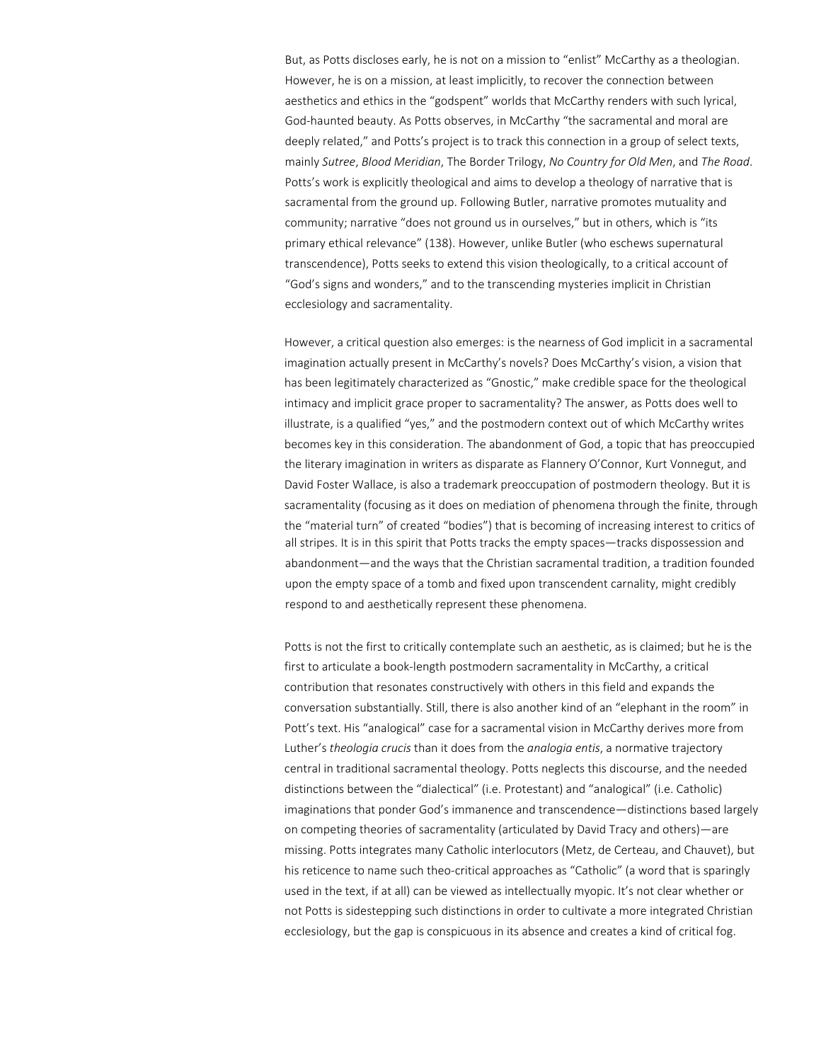But, as Potts discloses early, he is not on a mission to "enlist" McCarthy as a theologian. However, he is on a mission, at least implicitly, to recover the connection between aesthetics and ethics in the "godspent" worlds that McCarthy renders with such lyrical, God-haunted beauty. As Potts observes, in McCarthy "the sacramental and moral are deeply related," and Potts's project is to track this connection in a group of select texts, mainly *Sutree*, *Blood Meridian*, The Border Trilogy, *No Country for Old Men*, and *The Road*. Potts's work is explicitly theological and aims to develop a theology of narrative that is sacramental from the ground up. Following Butler, narrative promotes mutuality and community; narrative "does not ground us in ourselves," but in others, which is "its primary ethical relevance" (138). However, unlike Butler (who eschews supernatural transcendence), Potts seeks to extend this vision theologically, to a critical account of "God's signs and wonders," and to the transcending mysteries implicit in Christian ecclesiology and sacramentality.

However, a critical question also emerges: is the nearness of God implicit in a sacramental imagination actually present in McCarthy's novels? Does McCarthy's vision, a vision that has been legitimately characterized as "Gnostic," make credible space for the theological intimacy and implicit grace proper to sacramentality? The answer, as Potts does well to illustrate, is a qualified "yes," and the postmodern context out of which McCarthy writes becomes key in this consideration. The abandonment of God, a topic that has preoccupied the literary imagination in writers as disparate as Flannery O'Connor, Kurt Vonnegut, and David Foster Wallace, is also a trademark preoccupation of postmodern theology. But it is sacramentality (focusing as it does on mediation of phenomena through the finite, through the "material turn" of created "bodies") that is becoming of increasing interest to critics of all stripes. It is in this spirit that Potts tracks the empty spaces—tracks dispossession and abandonment—and the ways that the Christian sacramental tradition, a tradition founded upon the empty space of a tomb and fixed upon transcendent carnality, might credibly respond to and aesthetically represent these phenomena.

Potts is not the first to critically contemplate such an aesthetic, as is claimed; but he is the first to articulate a book-length postmodern sacramentality in McCarthy, a critical contribution that resonates constructively with others in this field and expands the conversation substantially. Still, there is also another kind of an "elephant in the room" in Pott's text. His "analogical" case for a sacramental vision in McCarthy derives more from Luther's *theologia crucis* than it does from the *analogia entis*, a normative trajectory central in traditional sacramental theology. Potts neglects this discourse, and the needed distinctions between the "dialectical" (i.e. Protestant) and "analogical" (i.e. Catholic) imaginations that ponder God's immanence and transcendence—distinctions based largely on competing theories of sacramentality (articulated by David Tracy and others)—are missing. Potts integrates many Catholic interlocutors (Metz, de Certeau, and Chauvet), but his reticence to name such theo-critical approaches as "Catholic" (a word that is sparingly used in the text, if at all) can be viewed as intellectually myopic. It's not clear whether or not Potts is sidestepping such distinctions in order to cultivate a more integrated Christian ecclesiology, but the gap is conspicuous in its absence and creates a kind of critical fog.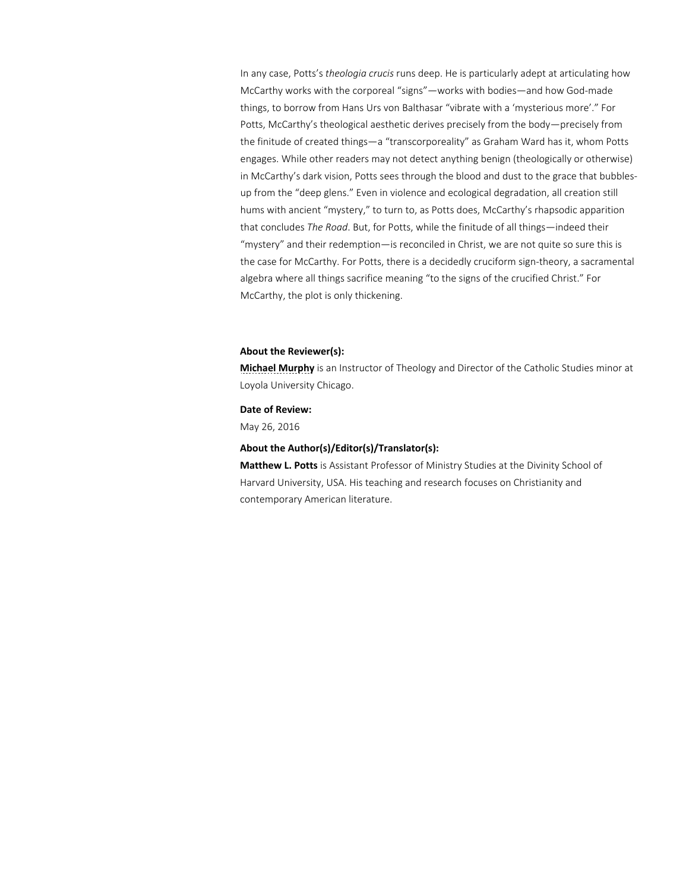In any case, Potts's *theologia crucis* runs deep. He is particularly adept at articulating how McCarthy works with the corporeal "signs"—works with bodies—and how God-made things, to borrow from Hans Urs von Balthasar "vibrate with a 'mysterious more'." For Potts, McCarthy's theological aesthetic derives precisely from the body—precisely from the finitude of created things—a "transcorporeality" as Graham Ward has it, whom Potts engages. While other readers may not detect anything benign (theologically or otherwise) in McCarthy's dark vision, Potts sees through the blood and dust to the grace that bubbles-up from the "deep glens." Even in violence and ecological degradation, all creation still hums with ancient "mystery," to turn to, as Potts does, McCarthy's rhapsodic apparition that concludes *The Road*. But, for Potts, while the finitude of all things—indeed their "mystery" and their redemption—is reconciled in Christ, we are not quite so sure this is the case for McCarthy. For Potts, there is a decidedly cruciform sign-theory, a sacramental algebra where all things sacrifice meaning "to the signs of the crucified Christ." For McCarthy, the plot is only thickening.

**About the Reviewer(s):**

**Michael Murphy** is an Instructor of Theology and Director of the Catholic Studies minor at Loyola University Chicago.

**Date of Review:**

May 26, 2016

**About the Author(s)/Editor(s)/Translator(s):**

**Matthew L. Potts** is Assistant Professor of Ministry Studies at the Divinity School of Harvard University, USA. His teaching and research focuses on Christianity and contemporary American literature.